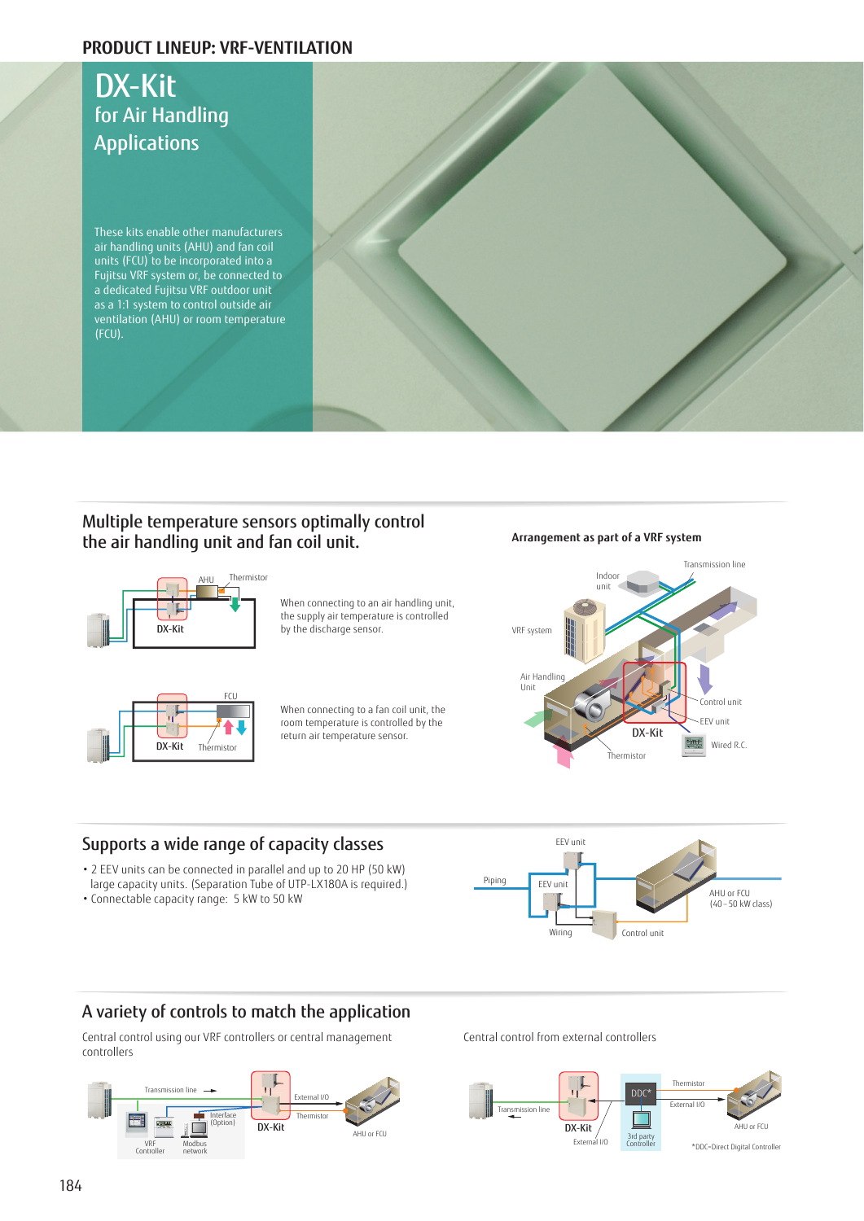PRODUCT LINEUP: VRF-VENTILATION

# DX-Kit
## for Air Handling Applications

These kits enable other manufacturers air handling units (AHU) and fan coil units (FCU) to be incorporated into a Fujitsu VRF system or, be connected to a dedicated Fujitsu VRF outdoor unit as a 1:1 system to control outside air ventilation (AHU) or room temperature (FCU).

## Multiple temperature sensors optimally control the air handling unit and fan coil unit.

AHU, Thermistor, DX-Kit

When connecting to an air handling unit, the supply air temperature is controlled by the discharge sensor.

FCU, DX-Kit, Thermistor

When connecting to a fan coil unit, the room temperature is controlled by the return air temperature sensor.

**Arrangement as part of a VRF system**

Transmission line, Indoor unit, VRF system, Air Handling Unit, Control unit, EEV unit, DX-Kit, Thermistor, Wired R.C.

## Supports a wide range of capacity classes

- 2 EEV units can be connected in parallel and up to 20 HP (50 kW) large capacity units. (Separation Tube of UTP-LX180A is required.)
- Connectable capacity range: 5 kW to 50 kW

EEV unit, Piping, EEV unit, AHU or FCU (40 – 50 kW class), Wiring, Control unit

## A variety of controls to match the application

Central control using our VRF controllers or central management controllers

Transmission line, External I/O, Interface (Option), Thermistor, DX-Kit, AHU or FCU, VRF Controller, Modbus network

Central control from external controllers

Thermistor, DDC*, External I/O, Transmission line, AHU or FCU, DX-Kit, External I/O, 3rd party Controller

*DDC=Direct Digital Controller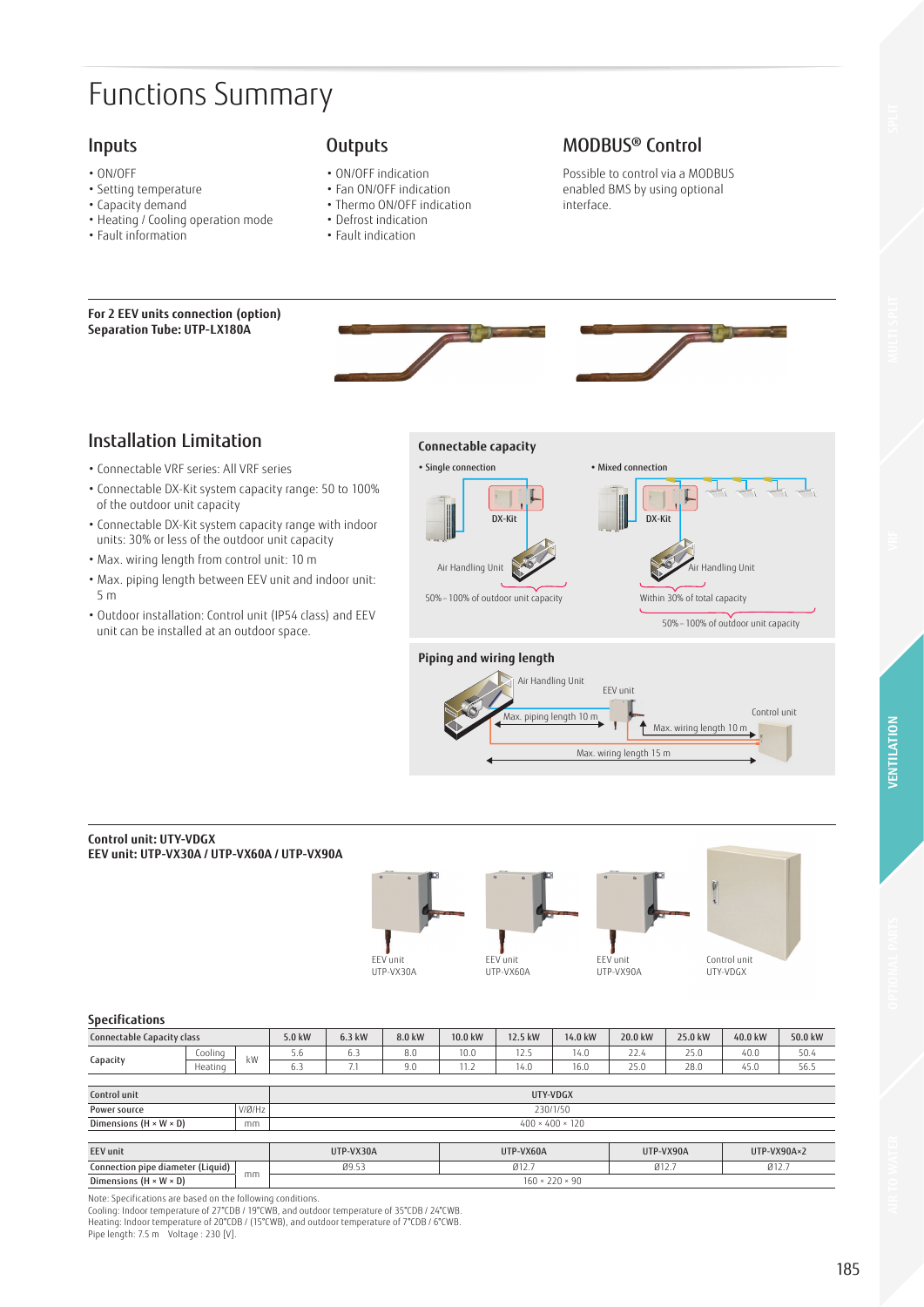# Functions Summary

## Inputs

- ON/OFF
- Setting temperature
- Capacity demand
- Heating / Cooling operation mode
- Fault information

## Outputs

- ON/OFF indication
- Fan ON/OFF indication
- Thermo ON/OFF indication
- Defrost indication
- Fault indication

## MODBUS® Control

Possible to control via a MODBUS enabled BMS by using optional interface.

**For 2 EEV units connection (option)**
**Separation Tube: UTP-LX180A**

## Installation Limitation

- Connectable VRF series: All VRF series
- Connectable DX-Kit system capacity range: 50 to 100% of the outdoor unit capacity
- Connectable DX-Kit system capacity range with indoor units: 30% or less of the outdoor unit capacity
- Max. wiring length from control unit: 10 m
- Max. piping length between EEV unit and indoor unit: 5 m
- Outdoor installation: Control unit (IP54 class) and EEV unit can be installed at an outdoor space.

### Connectable capacity

- Single connection

DX-Kit
Air Handling Unit
50% – 100% of outdoor unit capacity

- Mixed connection

DX-Kit
Air Handling Unit
Within 30% of total capacity
50% – 100% of outdoor unit capacity

### Piping and wiring length

Air Handling Unit
EEV unit
Control unit
Max. piping length 10 m
Max. wiring length 10 m
Max. wiring length 15 m

**Control unit: UTY-VDGX**
**EEV unit: UTP-VX30A / UTP-VX60A / UTP-VX90A**

EEV unit UTP-VX30A
EEV unit UTP-VX60A
EEV unit UTP-VX90A
Control unit UTY-VDGX

### Specifications

| Connectable Capacity class | | | 5.0 kW | 6.3 kW | 8.0 kW | 10.0 kW | 12.5 kW | 14.0 kW | 20.0 kW | 25.0 kW | 40.0 kW | 50.0 kW |
|---|---|---|---|---|---|---|---|---|---|---|---|---|
| Capacity | Cooling | kW | 5.6 | 6.3 | 8.0 | 10.0 | 12.5 | 14.0 | 22.4 | 25.0 | 40.0 | 50.4 |
| | Heating | | 6.3 | 7.1 | 9.0 | 11.2 | 14.0 | 16.0 | 25.0 | 28.0 | 45.0 | 56.5 |

| Control unit | | UTY-VDGX |
|---|---|---|
| Power source | V/Ø/Hz | 230/1/50 |
| Dimensions (H × W × D) | mm | 400 × 400 × 120 |

| EEV unit | | UTP-VX30A | UTP-VX60A | UTP-VX90A | UTP-VX90A×2 |
|---|---|---|---|---|---|
| Connection pipe diameter (Liquid) | mm | Ø9.53 | Ø12.7 | Ø12.7 | Ø12.7 |
| Dimensions (H × W × D) | | 160 × 220 × 90 | | | |

Note: Specifications are based on the following conditions.
Cooling: Indoor temperature of 27°CDB / 19°CWB, and outdoor temperature of 35°CDB / 24°CWB.
Heating: Indoor temperature of 20°CDB / (15°CWB), and outdoor temperature of 7°CDB / 6°CWB.
Pipe length: 7.5 m Voltage : 230 [V].